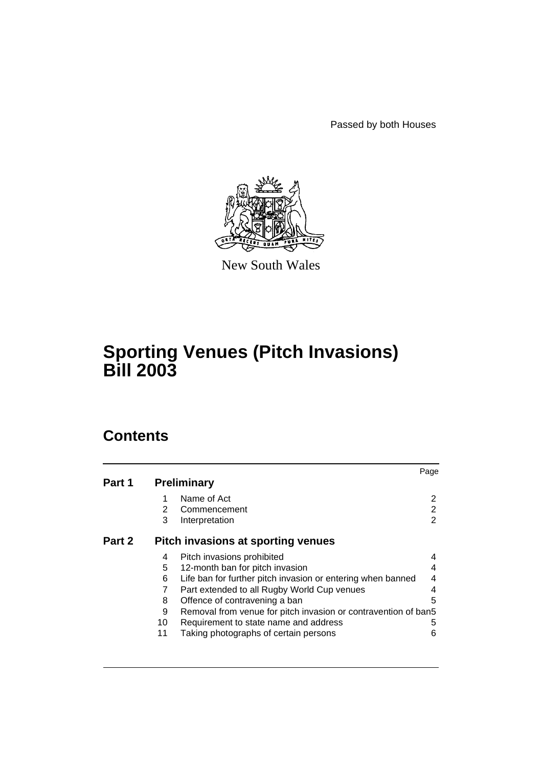Passed by both Houses

New South Wales

# Sporting Venues (Pitch Invasions) Bill 2003

## Contents

| | | | Page |
|---|---|---|---|
| **Part 1** | **Preliminary** | | |
| | 1 | Name of Act | 2 |
| | 2 | Commencement | 2 |
| | 3 | Interpretation | 2 |
| **Part 2** | **Pitch invasions at sporting venues** | | |
| | 4 | Pitch invasions prohibited | 4 |
| | 5 | 12-month ban for pitch invasion | 4 |
| | 6 | Life ban for further pitch invasion or entering when banned | 4 |
| | 7 | Part extended to all Rugby World Cup venues | 4 |
| | 8 | Offence of contravening a ban | 5 |
| | 9 | Removal from venue for pitch invasion or contravention of ban | 5 |
| | 10 | Requirement to state name and address | 5 |
| | 11 | Taking photographs of certain persons | 6 |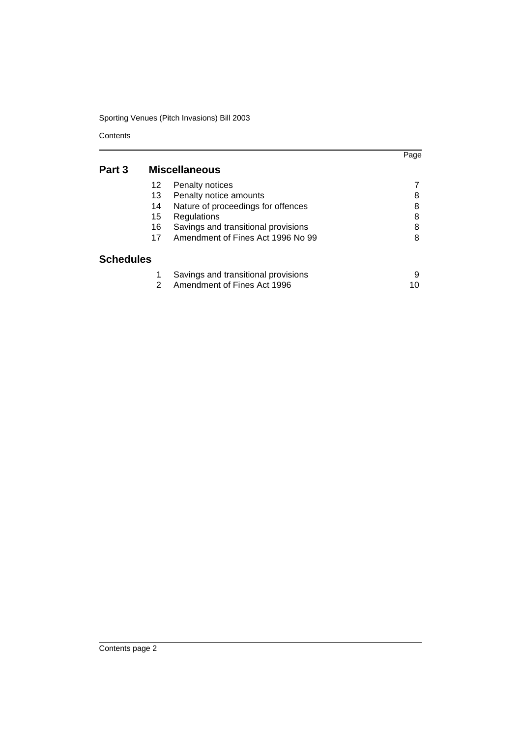| | | | Page |
|---|---|---|---|
| **Part 3** | **Miscellaneous** | | |
| | 12 | Penalty notices | 7 |
| | 13 | Penalty notice amounts | 8 |
| | 14 | Nature of proceedings for offences | 8 |
| | 15 | Regulations | 8 |
| | 16 | Savings and transitional provisions | 8 |
| | 17 | Amendment of Fines Act 1996 No 99 | 8 |
| **Schedules** | | | |
| | 1 | Savings and transitional provisions | 9 |
| | 2 | Amendment of Fines Act 1996 | 10 |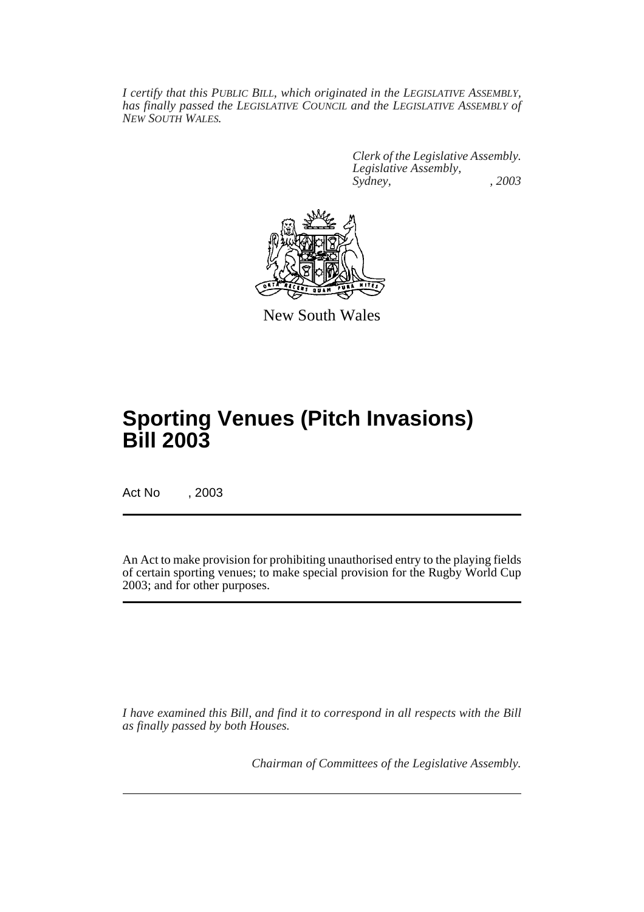*I certify that this PUBLIC BILL, which originated in the LEGISLATIVE ASSEMBLY, has finally passed the LEGISLATIVE COUNCIL and the LEGISLATIVE ASSEMBLY of NEW SOUTH WALES.*

*Clerk of the Legislative Assembly.*
*Legislative Assembly,*
*Sydney, , 2003*

New South Wales

# Sporting Venues (Pitch Invasions) Bill 2003

Act No , 2003

An Act to make provision for prohibiting unauthorised entry to the playing fields of certain sporting venues; to make special provision for the Rugby World Cup 2003; and for other purposes.

*I have examined this Bill, and find it to correspond in all respects with the Bill as finally passed by both Houses.*

*Chairman of Committees of the Legislative Assembly.*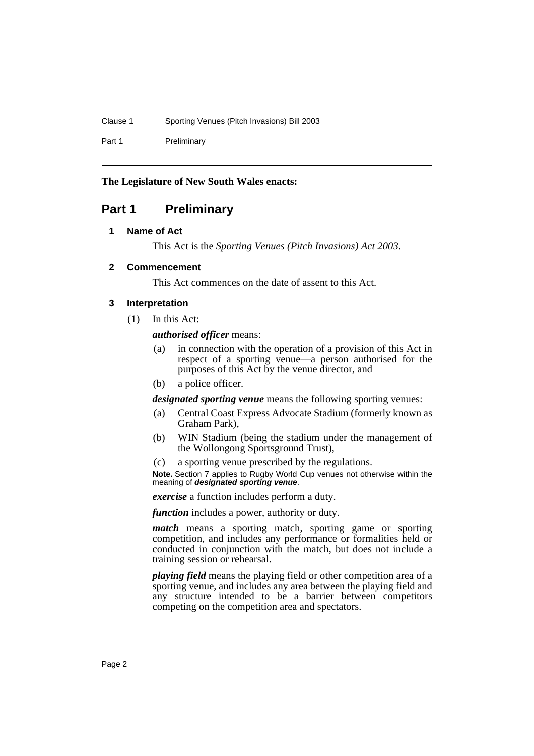**The Legislature of New South Wales enacts:**

# Part 1 Preliminary

### 1 Name of Act

This Act is the *Sporting Venues (Pitch Invasions) Act 2003*.

### 2 Commencement

This Act commences on the date of assent to this Act.

### 3 Interpretation

(1) In this Act:

***authorised officer*** means:

- (a) in connection with the operation of a provision of this Act in respect of a sporting venue—a person authorised for the purposes of this Act by the venue director, and
- (b) a police officer.

***designated sporting venue*** means the following sporting venues:

- (a) Central Coast Express Advocate Stadium (formerly known as Graham Park),
- (b) WIN Stadium (being the stadium under the management of the Wollongong Sportsground Trust),
- (c) a sporting venue prescribed by the regulations.

**Note.** Section 7 applies to Rugby World Cup venues not otherwise within the meaning of ***designated sporting venue***.

***exercise*** a function includes perform a duty.

***function*** includes a power, authority or duty.

***match*** means a sporting match, sporting game or sporting competition, and includes any performance or formalities held or conducted in conjunction with the match, but does not include a training session or rehearsal.

***playing field*** means the playing field or other competition area of a sporting venue, and includes any area between the playing field and any structure intended to be a barrier between competitors competing on the competition area and spectators.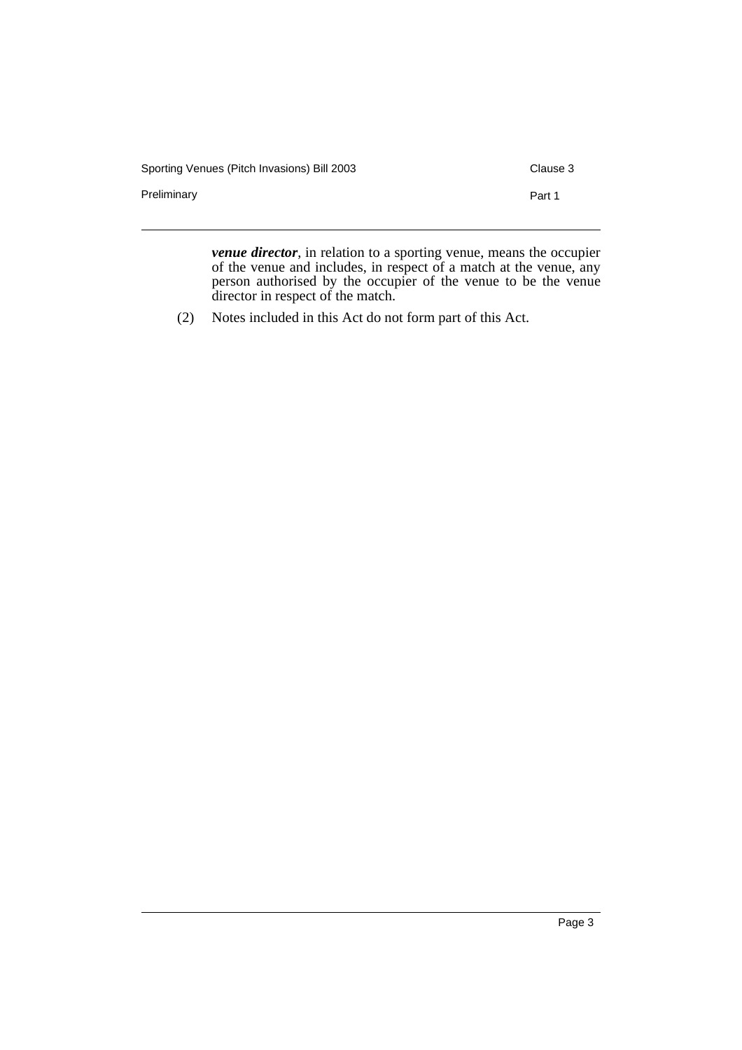***venue director***, in relation to a sporting venue, means the occupier of the venue and includes, in respect of a match at the venue, any person authorised by the occupier of the venue to be the venue director in respect of the match.

(2) Notes included in this Act do not form part of this Act.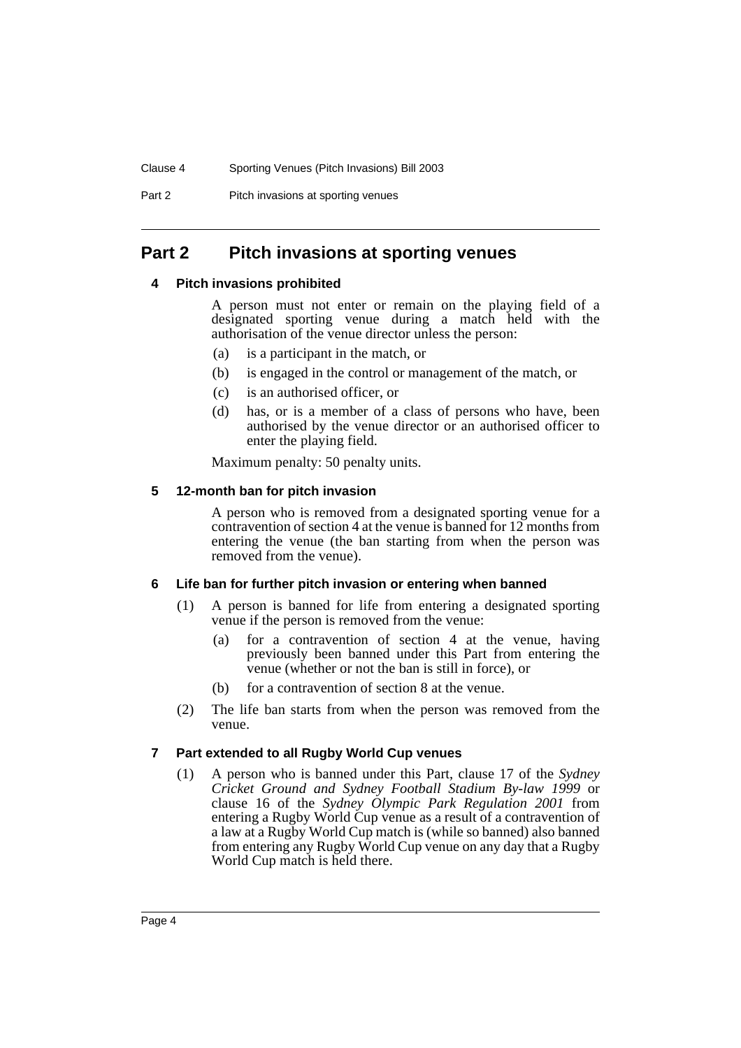## Part 2 Pitch invasions at sporting venues

### 4 Pitch invasions prohibited

A person must not enter or remain on the playing field of a designated sporting venue during a match held with the authorisation of the venue director unless the person:

(a) is a participant in the match, or

(b) is engaged in the control or management of the match, or

(c) is an authorised officer, or

(d) has, or is a member of a class of persons who have, been authorised by the venue director or an authorised officer to enter the playing field.

Maximum penalty: 50 penalty units.

### 5 12-month ban for pitch invasion

A person who is removed from a designated sporting venue for a contravention of section 4 at the venue is banned for 12 months from entering the venue (the ban starting from when the person was removed from the venue).

### 6 Life ban for further pitch invasion or entering when banned

(1) A person is banned for life from entering a designated sporting venue if the person is removed from the venue:

(a) for a contravention of section 4 at the venue, having previously been banned under this Part from entering the venue (whether or not the ban is still in force), or

(b) for a contravention of section 8 at the venue.

(2) The life ban starts from when the person was removed from the venue.

### 7 Part extended to all Rugby World Cup venues

(1) A person who is banned under this Part, clause 17 of the *Sydney Cricket Ground and Sydney Football Stadium By-law 1999* or clause 16 of the *Sydney Olympic Park Regulation 2001* from entering a Rugby World Cup venue as a result of a contravention of a law at a Rugby World Cup match is (while so banned) also banned from entering any Rugby World Cup venue on any day that a Rugby World Cup match is held there.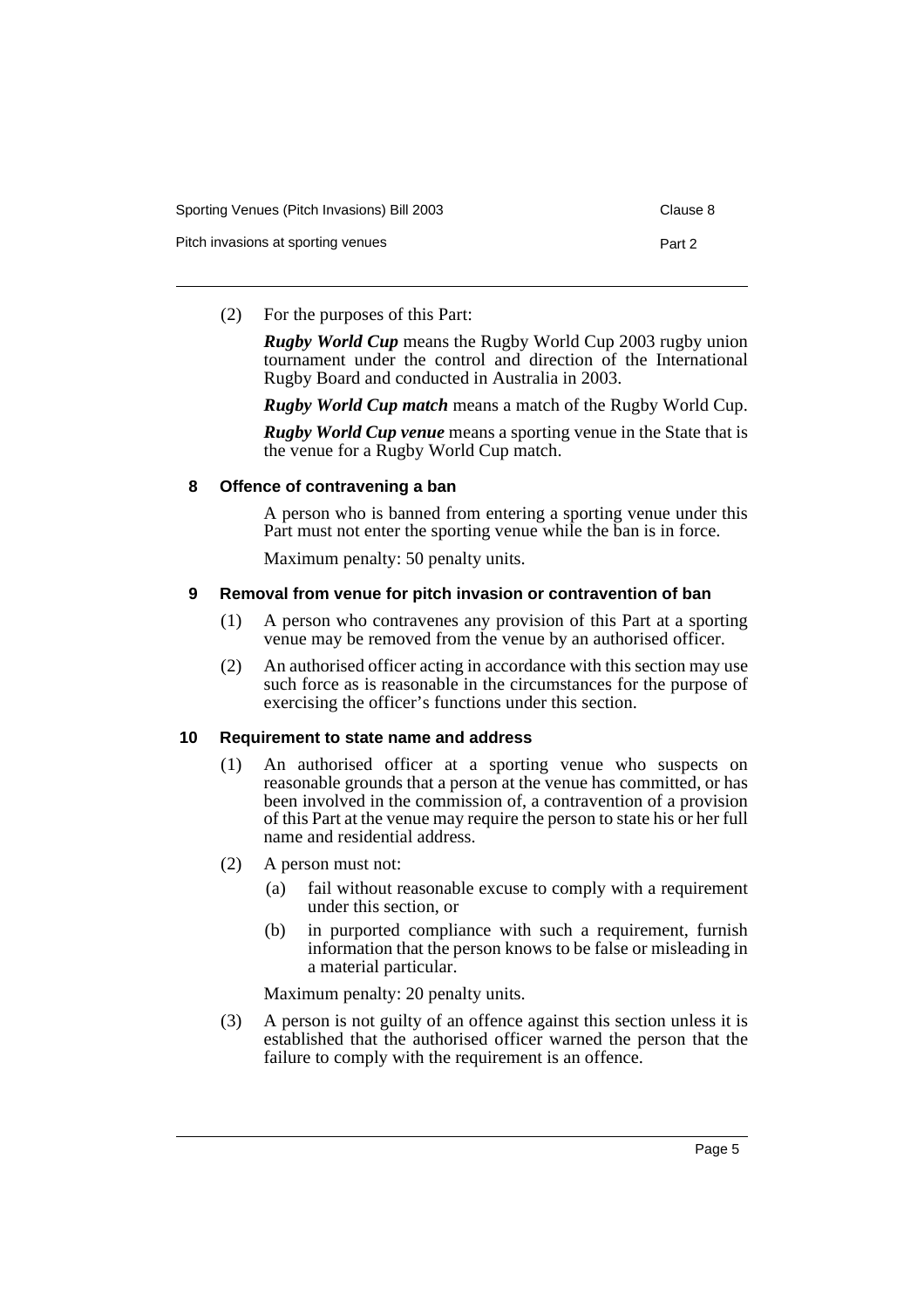(2) For the purposes of this Part:

***Rugby World Cup*** means the Rugby World Cup 2003 rugby union tournament under the control and direction of the International Rugby Board and conducted in Australia in 2003.

***Rugby World Cup match*** means a match of the Rugby World Cup.

***Rugby World Cup venue*** means a sporting venue in the State that is the venue for a Rugby World Cup match.

### 8 Offence of contravening a ban

A person who is banned from entering a sporting venue under this Part must not enter the sporting venue while the ban is in force.

Maximum penalty: 50 penalty units.

### 9 Removal from venue for pitch invasion or contravention of ban

(1) A person who contravenes any provision of this Part at a sporting venue may be removed from the venue by an authorised officer.

(2) An authorised officer acting in accordance with this section may use such force as is reasonable in the circumstances for the purpose of exercising the officer's functions under this section.

### 10 Requirement to state name and address

(1) An authorised officer at a sporting venue who suspects on reasonable grounds that a person at the venue has committed, or has been involved in the commission of, a contravention of a provision of this Part at the venue may require the person to state his or her full name and residential address.

(2) A person must not:

(a) fail without reasonable excuse to comply with a requirement under this section, or

(b) in purported compliance with such a requirement, furnish information that the person knows to be false or misleading in a material particular.

Maximum penalty: 20 penalty units.

(3) A person is not guilty of an offence against this section unless it is established that the authorised officer warned the person that the failure to comply with the requirement is an offence.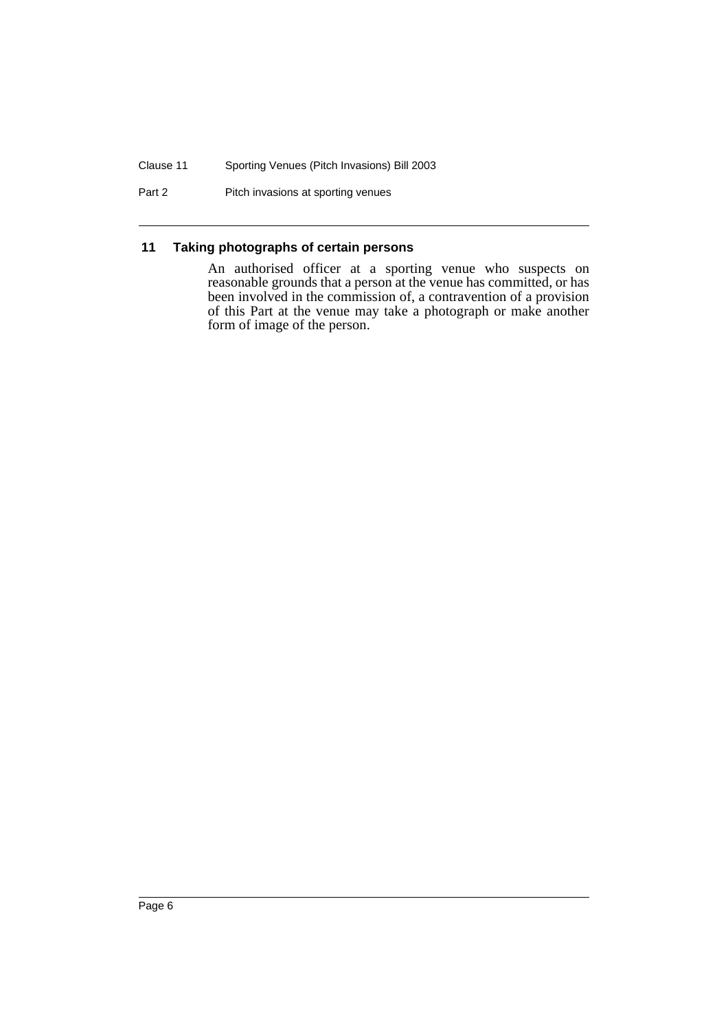### 11 Taking photographs of certain persons

An authorised officer at a sporting venue who suspects on reasonable grounds that a person at the venue has committed, or has been involved in the commission of, a contravention of a provision of this Part at the venue may take a photograph or make another form of image of the person.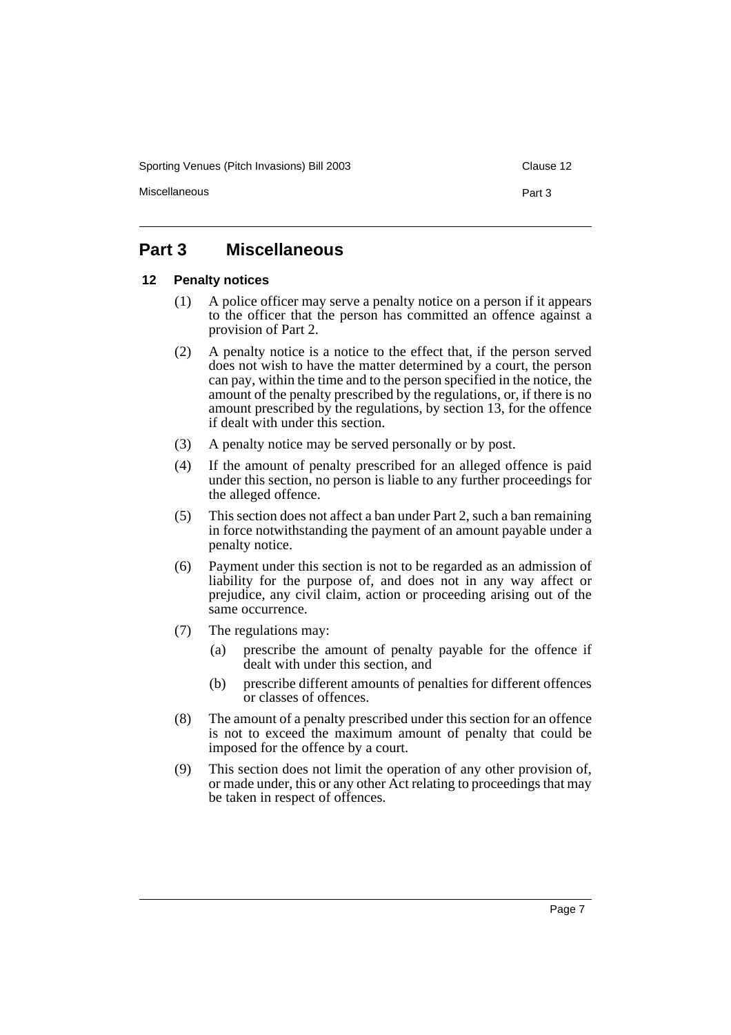## Part 3 Miscellaneous

### 12 Penalty notices

(1) A police officer may serve a penalty notice on a person if it appears to the officer that the person has committed an offence against a provision of Part 2.

(2) A penalty notice is a notice to the effect that, if the person served does not wish to have the matter determined by a court, the person can pay, within the time and to the person specified in the notice, the amount of the penalty prescribed by the regulations, or, if there is no amount prescribed by the regulations, by section 13, for the offence if dealt with under this section.

(3) A penalty notice may be served personally or by post.

(4) If the amount of penalty prescribed for an alleged offence is paid under this section, no person is liable to any further proceedings for the alleged offence.

(5) This section does not affect a ban under Part 2, such a ban remaining in force notwithstanding the payment of an amount payable under a penalty notice.

(6) Payment under this section is not to be regarded as an admission of liability for the purpose of, and does not in any way affect or prejudice, any civil claim, action or proceeding arising out of the same occurrence.

(7) The regulations may:

- (a) prescribe the amount of penalty payable for the offence if dealt with under this section, and
- (b) prescribe different amounts of penalties for different offences or classes of offences.

(8) The amount of a penalty prescribed under this section for an offence is not to exceed the maximum amount of penalty that could be imposed for the offence by a court.

(9) This section does not limit the operation of any other provision of, or made under, this or any other Act relating to proceedings that may be taken in respect of offences.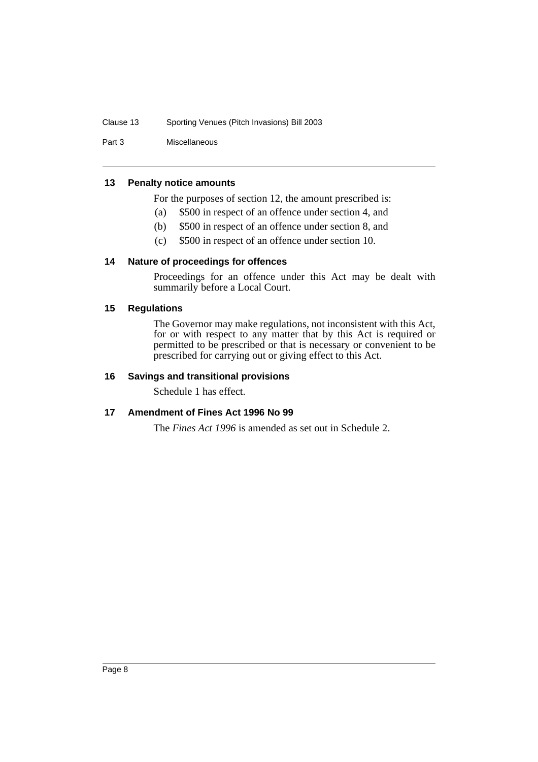### 13 Penalty notice amounts

For the purposes of section 12, the amount prescribed is:

(a) $500 in respect of an offence under section 4, and

(b) $500 in respect of an offence under section 8, and

(c) $500 in respect of an offence under section 10.

### 14 Nature of proceedings for offences

Proceedings for an offence under this Act may be dealt with summarily before a Local Court.

### 15 Regulations

The Governor may make regulations, not inconsistent with this Act, for or with respect to any matter that by this Act is required or permitted to be prescribed or that is necessary or convenient to be prescribed for carrying out or giving effect to this Act.

### 16 Savings and transitional provisions

Schedule 1 has effect.

### 17 Amendment of Fines Act 1996 No 99

The *Fines Act 1996* is amended as set out in Schedule 2.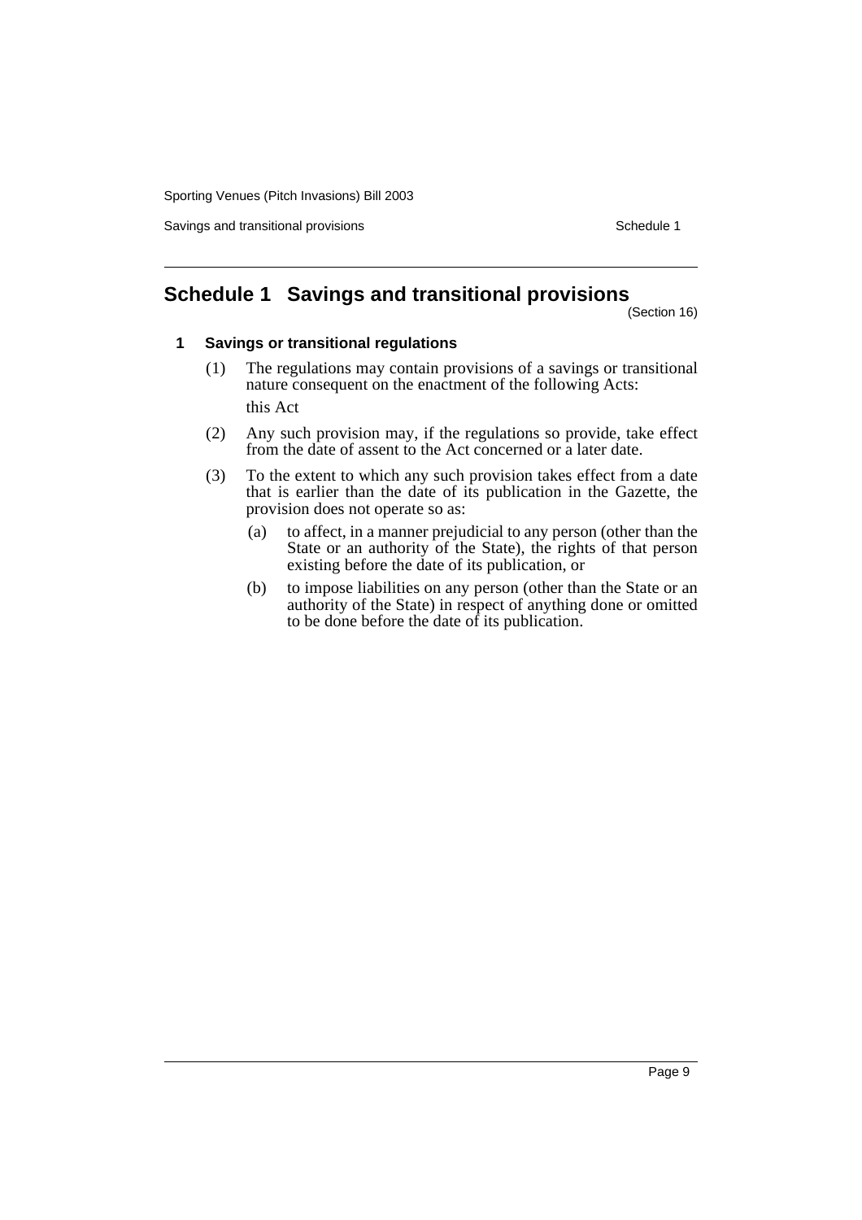# Schedule 1 Savings and transitional provisions

(Section 16)

**1 Savings or transitional regulations**

(1) The regulations may contain provisions of a savings or transitional nature consequent on the enactment of the following Acts:

this Act

(2) Any such provision may, if the regulations so provide, take effect from the date of assent to the Act concerned or a later date.

(3) To the extent to which any such provision takes effect from a date that is earlier than the date of its publication in the Gazette, the provision does not operate so as:

(a) to affect, in a manner prejudicial to any person (other than the State or an authority of the State), the rights of that person existing before the date of its publication, or

(b) to impose liabilities on any person (other than the State or an authority of the State) in respect of anything done or omitted to be done before the date of its publication.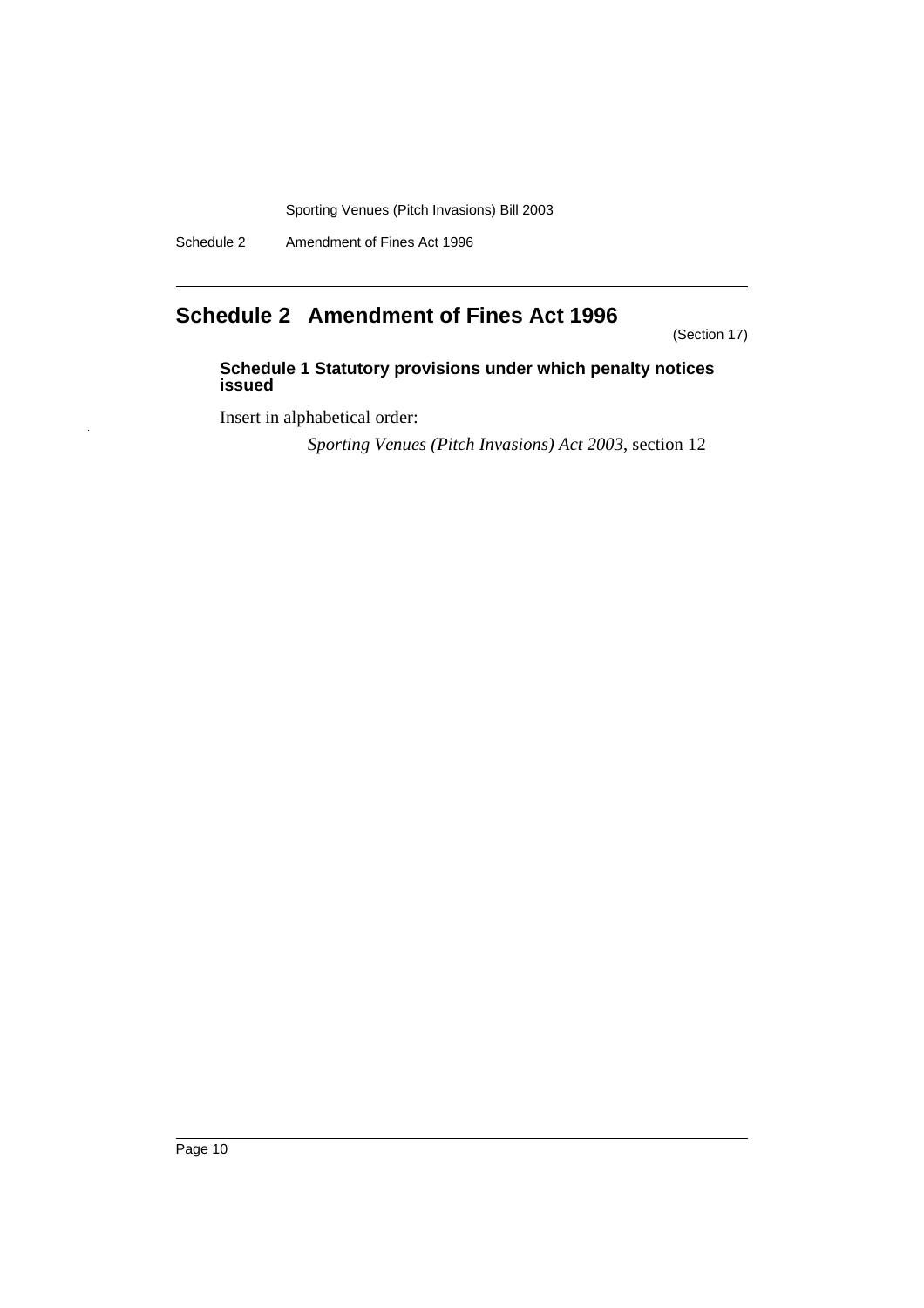# Schedule 2 Amendment of Fines Act 1996

(Section 17)

### Schedule 1 Statutory provisions under which penalty notices issued

Insert in alphabetical order:

*Sporting Venues (Pitch Invasions) Act 2003*, section 12